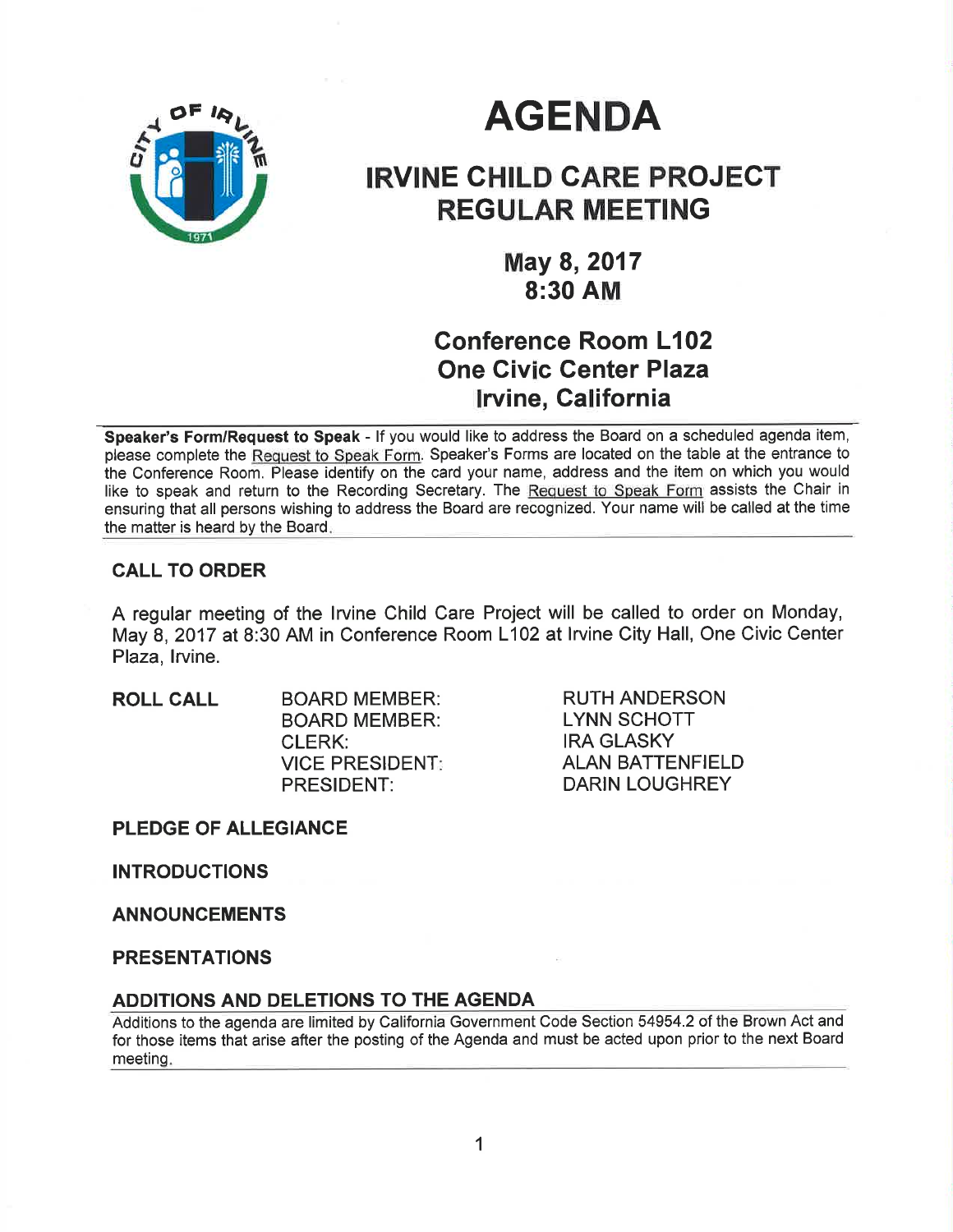# AGENDA

## IRVINE CHILD CARE PROJECT REGULAR MEETING

### May 8, 2017
### 8:30 AM

### Conference Room L102
### One Civic Center Plaza
### Irvine, California

**Speaker's Form/Request to Speak** - If you would like to address the Board on a scheduled agenda item, please complete the Request to Speak Form. Speaker's Forms are located on the table at the entrance to the Conference Room. Please identify on the card your name, address and the item on which you would like to speak and return to the Recording Secretary. The Request to Speak Form assists the Chair in ensuring that all persons wishing to address the Board are recognized. Your name will be called at the time the matter is heard by the Board.

## CALL TO ORDER

A regular meeting of the Irvine Child Care Project will be called to order on Monday, May 8, 2017 at 8:30 AM in Conference Room L102 at Irvine City Hall, One Civic Center Plaza, Irvine.

## ROLL CALL

| | |
|---|---|
| BOARD MEMBER: | RUTH ANDERSON |
| BOARD MEMBER: | LYNN SCHOTT |
| CLERK: | IRA GLASKY |
| VICE PRESIDENT: | ALAN BATTENFIELD |
| PRESIDENT: | DARIN LOUGHREY |

## PLEDGE OF ALLEGIANCE

## INTRODUCTIONS

## ANNOUNCEMENTS

## PRESENTATIONS

## ADDITIONS AND DELETIONS TO THE AGENDA

Additions to the agenda are limited by California Government Code Section 54954.2 of the Brown Act and for those items that arise after the posting of the Agenda and must be acted upon prior to the next Board meeting.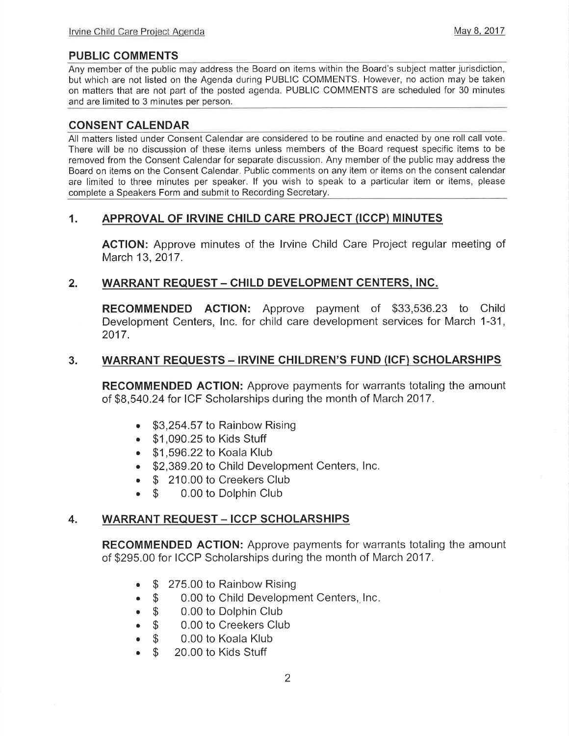## PUBLIC COMMENTS

Any member of the public may address the Board on items within the Board's subject matter jurisdiction, but which are not listed on the Agenda during PUBLIC COMMENTS. However, no action may be taken on matters that are not part of the posted agenda. PUBLIC COMMENTS are scheduled for 30 minutes and are limited to 3 minutes per person.

## CONSENT CALENDAR

All matters listed under Consent Calendar are considered to be routine and enacted by one roll call vote. There will be no discussion of these items unless members of the Board request specific items to be removed from the Consent Calendar for separate discussion. Any member of the public may address the Board on items on the Consent Calendar. Public comments on any item or items on the consent calendar are limited to three minutes per speaker. If you wish to speak to a particular item or items, please complete a Speakers Form and submit to Recording Secretary.

### 1. APPROVAL OF IRVINE CHILD CARE PROJECT (ICCP) MINUTES

**ACTION:** Approve minutes of the Irvine Child Care Project regular meeting of March 13, 2017.

### 2. WARRANT REQUEST – CHILD DEVELOPMENT CENTERS, INC.

**RECOMMENDED ACTION:** Approve payment of $33,536.23 to Child Development Centers, Inc. for child care development services for March 1-31, 2017.

### 3. WARRANT REQUESTS – IRVINE CHILDREN'S FUND (ICF) SCHOLARSHIPS

**RECOMMENDED ACTION:** Approve payments for warrants totaling the amount of $8,540.24 for ICF Scholarships during the month of March 2017.

- $3,254.57 to Rainbow Rising
- $1,090.25 to Kids Stuff
- $1,596.22 to Koala Klub
- $2,389.20 to Child Development Centers, Inc.
- $ 210.00 to Creekers Club
- $ 0.00 to Dolphin Club

### 4. WARRANT REQUEST – ICCP SCHOLARSHIPS

**RECOMMENDED ACTION:** Approve payments for warrants totaling the amount of $295.00 for ICCP Scholarships during the month of March 2017.

- $ 275.00 to Rainbow Rising
- $ 0.00 to Child Development Centers, Inc.
- $ 0.00 to Dolphin Club
- $ 0.00 to Creekers Club
- $ 0.00 to Koala Klub
- $ 20.00 to Kids Stuff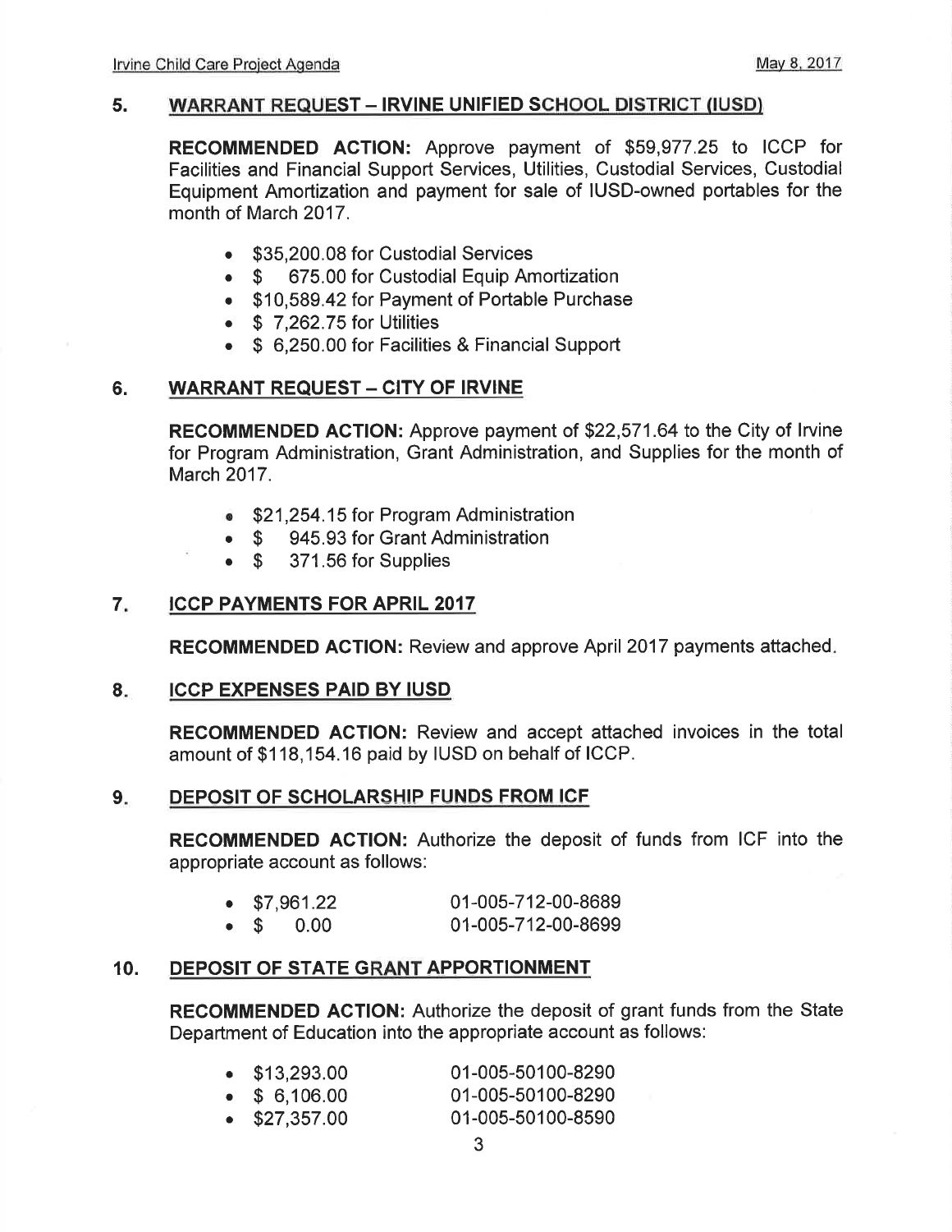## 5. WARRANT REQUEST – IRVINE UNIFIED SCHOOL DISTRICT (IUSD)

**RECOMMENDED ACTION:** Approve payment of $59,977.25 to ICCP for Facilities and Financial Support Services, Utilities, Custodial Services, Custodial Equipment Amortization and payment for sale of IUSD-owned portables for the month of March 2017.

- $35,200.08 for Custodial Services
- $ 675.00 for Custodial Equip Amortization
- $10,589.42 for Payment of Portable Purchase
- $ 7,262.75 for Utilities
- $ 6,250.00 for Facilities & Financial Support

## 6. WARRANT REQUEST – CITY OF IRVINE

**RECOMMENDED ACTION:** Approve payment of $22,571.64 to the City of Irvine for Program Administration, Grant Administration, and Supplies for the month of March 2017.

- $21,254.15 for Program Administration
- $ 945.93 for Grant Administration
- $ 371.56 for Supplies

## 7. ICCP PAYMENTS FOR APRIL 2017

**RECOMMENDED ACTION:** Review and approve April 2017 payments attached.

## 8. ICCP EXPENSES PAID BY IUSD

**RECOMMENDED ACTION:** Review and accept attached invoices in the total amount of $118,154.16 paid by IUSD on behalf of ICCP.

## 9. DEPOSIT OF SCHOLARSHIP FUNDS FROM ICF

**RECOMMENDED ACTION:** Authorize the deposit of funds from ICF into the appropriate account as follows:

- $7,961.22 01-005-712-00-8689
- $ 0.00 01-005-712-00-8699

## 10. DEPOSIT OF STATE GRANT APPORTIONMENT

**RECOMMENDED ACTION:** Authorize the deposit of grant funds from the State Department of Education into the appropriate account as follows:

- $13,293.00 01-005-50100-8290
- $ 6,106.00 01-005-50100-8290
- $27,357.00 01-005-50100-8590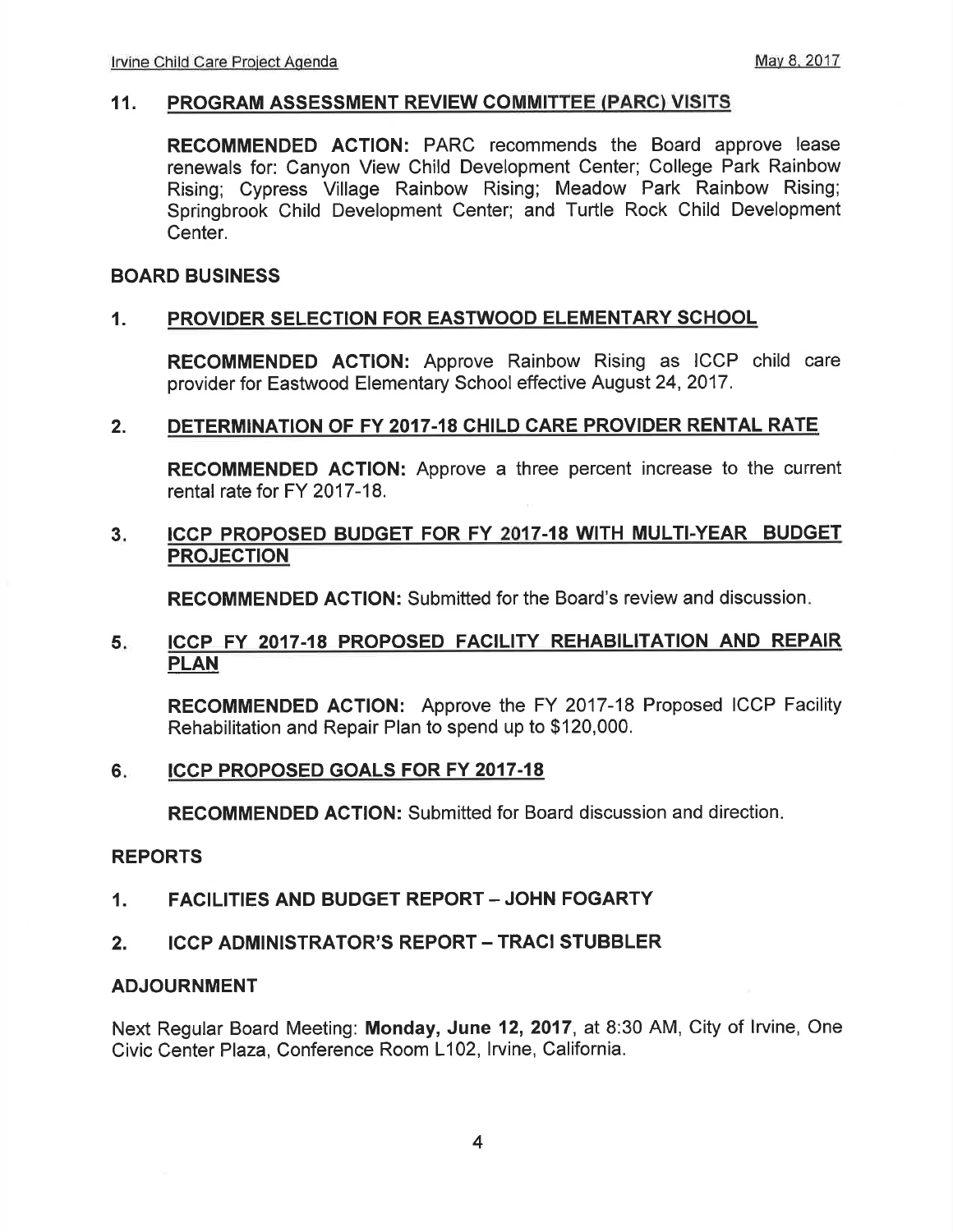## 11. PROGRAM ASSESSMENT REVIEW COMMITTEE (PARC) VISITS

**RECOMMENDED ACTION:** PARC recommends the Board approve lease renewals for: Canyon View Child Development Center; College Park Rainbow Rising; Cypress Village Rainbow Rising; Meadow Park Rainbow Rising; Springbrook Child Development Center; and Turtle Rock Child Development Center.

## BOARD BUSINESS

### 1. PROVIDER SELECTION FOR EASTWOOD ELEMENTARY SCHOOL

**RECOMMENDED ACTION:** Approve Rainbow Rising as ICCP child care provider for Eastwood Elementary School effective August 24, 2017.

### 2. DETERMINATION OF FY 2017-18 CHILD CARE PROVIDER RENTAL RATE

**RECOMMENDED ACTION:** Approve a three percent increase to the current rental rate for FY 2017-18.

### 3. ICCP PROPOSED BUDGET FOR FY 2017-18 WITH MULTI-YEAR BUDGET PROJECTION

**RECOMMENDED ACTION:** Submitted for the Board's review and discussion.

### 5. ICCP FY 2017-18 PROPOSED FACILITY REHABILITATION AND REPAIR PLAN

**RECOMMENDED ACTION:** Approve the FY 2017-18 Proposed ICCP Facility Rehabilitation and Repair Plan to spend up to $120,000.

### 6. ICCP PROPOSED GOALS FOR FY 2017-18

**RECOMMENDED ACTION:** Submitted for Board discussion and direction.

## REPORTS

1. **FACILITIES AND BUDGET REPORT – JOHN FOGARTY**

2. **ICCP ADMINISTRATOR'S REPORT – TRACI STUBBLER**

## ADJOURNMENT

Next Regular Board Meeting: **Monday, June 12, 2017**, at 8:30 AM, City of Irvine, One Civic Center Plaza, Conference Room L102, Irvine, California.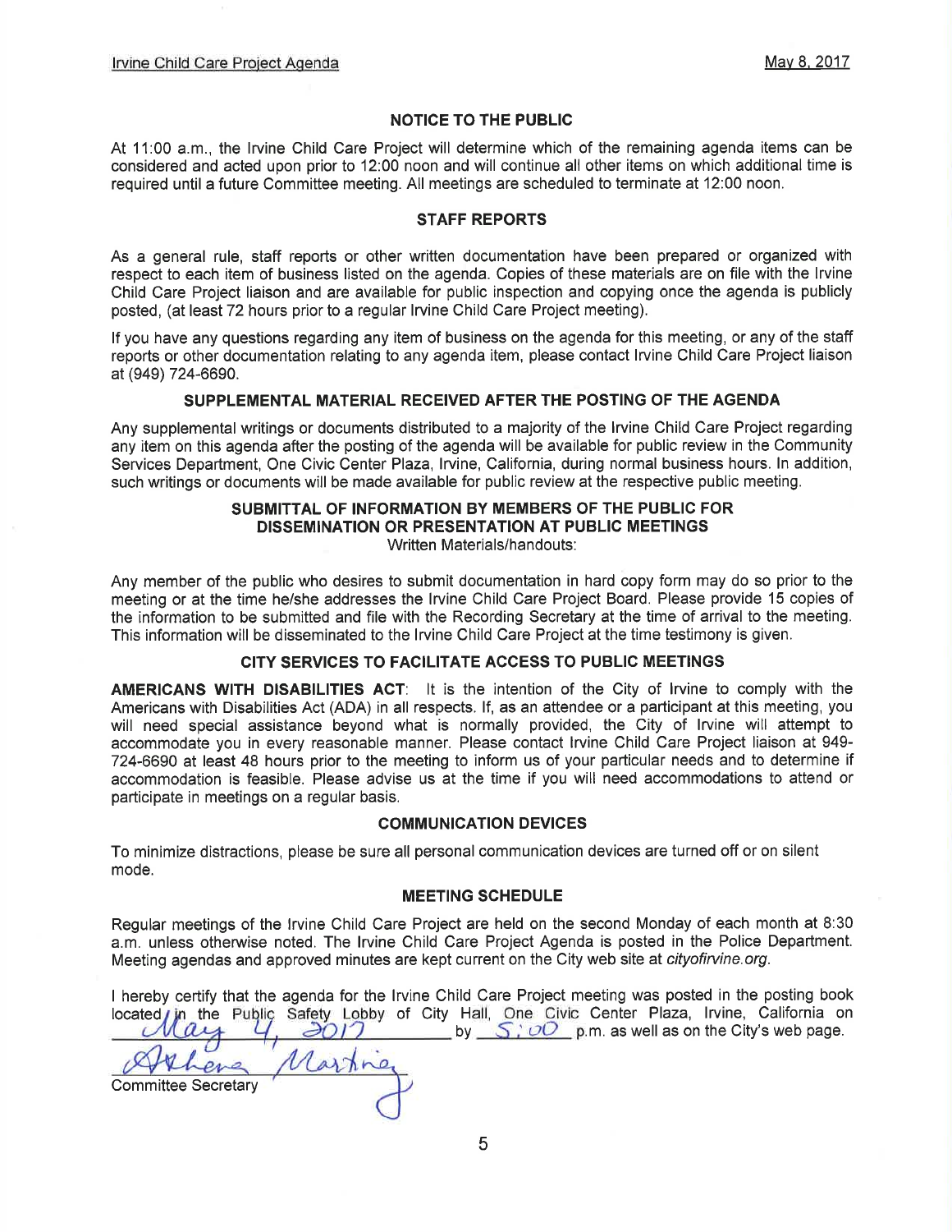## NOTICE TO THE PUBLIC

At 11:00 a.m., the Irvine Child Care Project will determine which of the remaining agenda items can be considered and acted upon prior to 12:00 noon and will continue all other items on which additional time is required until a future Committee meeting. All meetings are scheduled to terminate at 12:00 noon.

## STAFF REPORTS

As a general rule, staff reports or other written documentation have been prepared or organized with respect to each item of business listed on the agenda. Copies of these materials are on file with the Irvine Child Care Project liaison and are available for public inspection and copying once the agenda is publicly posted, (at least 72 hours prior to a regular Irvine Child Care Project meeting).

If you have any questions regarding any item of business on the agenda for this meeting, or any of the staff reports or other documentation relating to any agenda item, please contact Irvine Child Care Project liaison at (949) 724-6690.

## SUPPLEMENTAL MATERIAL RECEIVED AFTER THE POSTING OF THE AGENDA

Any supplemental writings or documents distributed to a majority of the Irvine Child Care Project regarding any item on this agenda after the posting of the agenda will be available for public review in the Community Services Department, One Civic Center Plaza, Irvine, California, during normal business hours. In addition, such writings or documents will be made available for public review at the respective public meeting.

## SUBMITTAL OF INFORMATION BY MEMBERS OF THE PUBLIC FOR DISSEMINATION OR PRESENTATION AT PUBLIC MEETINGS

Written Materials/handouts:

Any member of the public who desires to submit documentation in hard copy form may do so prior to the meeting or at the time he/she addresses the Irvine Child Care Project Board. Please provide 15 copies of the information to be submitted and file with the Recording Secretary at the time of arrival to the meeting. This information will be disseminated to the Irvine Child Care Project at the time testimony is given.

## CITY SERVICES TO FACILITATE ACCESS TO PUBLIC MEETINGS

**AMERICANS WITH DISABILITIES ACT**: It is the intention of the City of Irvine to comply with the Americans with Disabilities Act (ADA) in all respects. If, as an attendee or a participant at this meeting, you will need special assistance beyond what is normally provided, the City of Irvine will attempt to accommodate you in every reasonable manner. Please contact Irvine Child Care Project liaison at 949-724-6690 at least 48 hours prior to the meeting to inform us of your particular needs and to determine if accommodation is feasible. Please advise us at the time if you will need accommodations to attend or participate in meetings on a regular basis.

## COMMUNICATION DEVICES

To minimize distractions, please be sure all personal communication devices are turned off or on silent mode.

## MEETING SCHEDULE

Regular meetings of the Irvine Child Care Project are held on the second Monday of each month at 8:30 a.m. unless otherwise noted. The Irvine Child Care Project Agenda is posted in the Police Department. Meeting agendas and approved minutes are kept current on the City web site at *cityofirvine.org*.

I hereby certify that the agenda for the Irvine Child Care Project meeting was posted in the posting book located in the Public Safety Lobby of City Hall, One Civic Center Plaza, Irvine, California on May 4, 2017 by 5:00 p.m. as well as on the City's web page.

Athena Martinez

Committee Secretary